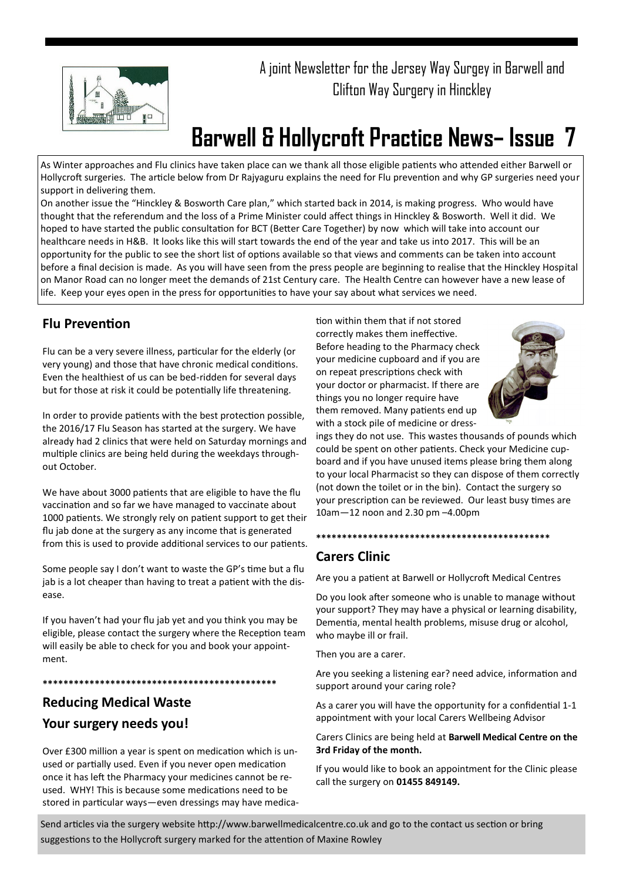A joint Newsletter for the Jersey Way Surgey in Barwell and Clifton Way Surgery in Hinckley

# Barwell & Hollycroft Practice News– Issue 7

As Winter approaches and Flu clinics have taken place can we thank all those eligible patients who attended either Barwell or Hollycroft surgeries. The article below from Dr Rajyaguru explains the need for Flu prevention and why GP surgeries need your support in delivering them.

On another issue the "Hinckley & Bosworth Care plan," which started back in 2014, is making progress. Who would have thought that the referendum and the loss of a Prime Minister could affect things in Hinckley & Bosworth. Well it did. We hoped to have started the public consultation for BCT (Better Care Together) by now which will take into account our healthcare needs in H&B. It looks like this will start towards the end of the year and take us into 2017. This will be an opportunity for the public to see the short list of options available so that views and comments can be taken into account before a final decision is made. As you will have seen from the press people are beginning to realise that the Hinckley Hospital on Manor Road can no longer meet the demands of 21st Century care. The Health Centre can however have a new lease of life. Keep your eyes open in the press for opportunities to have your say about what services we need.

## Flu Prevention

Flu can be a very severe illness, particular for the elderly (or very young) and those that have chronic medical conditions. Even the healthiest of us can be bed-ridden for several days but for those at risk it could be potentially life threatening.

In order to provide patients with the best protection possible, the 2016/17 Flu Season has started at the surgery. We have already had 2 clinics that were held on Saturday mornings and multiple clinics are being held during the weekdays throughout October.

We have about 3000 patients that are eligible to have the flu vaccination and so far we have managed to vaccinate about 1000 patients. We strongly rely on patient support to get their flu jab done at the surgery as any income that is generated from this is used to provide additional services to our patients.

Some people say I don't want to waste the GP's time but a flu jab is a lot cheaper than having to treat a patient with the disease.

If you haven't had your flu jab yet and you think you may be eligible, please contact the surgery where the Reception team will easily be able to check for you and book your appointment.

**********************************************

## Reducing Medical Waste

## Your surgery needs you!

Over £300 million a year is spent on medication which is unused or partially used. Even if you never open medication once it has left the Pharmacy your medicines cannot be reused. WHY! This is because some medications need to be stored in particular ways—even dressings may have medication within them that if not stored correctly makes them ineffective. Before heading to the Pharmacy check your medicine cupboard and if you are on repeat prescriptions check with your doctor or pharmacist. If there are things you no longer require have them removed. Many patients end up with a stock pile of medicine or dressings they do not use. This wastes thousands of pounds which could be spent on other patients. Check your Medicine cupboard and if you have unused items please bring them along to your local Pharmacist so they can dispose of them correctly (not down the toilet or in the bin). Contact the surgery so your prescription can be reviewed. Our least busy times are 10am—12 noon and 2.30 pm –4.00pm

**********************************************

## Carers Clinic

Are you a patient at Barwell or Hollycroft Medical Centres

Do you look after someone who is unable to manage without your support? They may have a physical or learning disability, Dementia, mental health problems, misuse drug or alcohol, who maybe ill or frail.

Then you are a carer.

Are you seeking a listening ear? need advice, information and support around your caring role?

As a carer you will have the opportunity for a confidential 1-1 appointment with your local Carers Wellbeing Advisor

Carers Clinics are being held at **Barwell Medical Centre on the 3rd Friday of the month.**

If you would like to book an appointment for the Clinic please call the surgery on **01455 849149.**

Send articles via the surgery website http://www.barwellmedicalcentre.co.uk and go to the contact us section or bring suggestions to the Hollycroft surgery marked for the attention of Maxine Rowley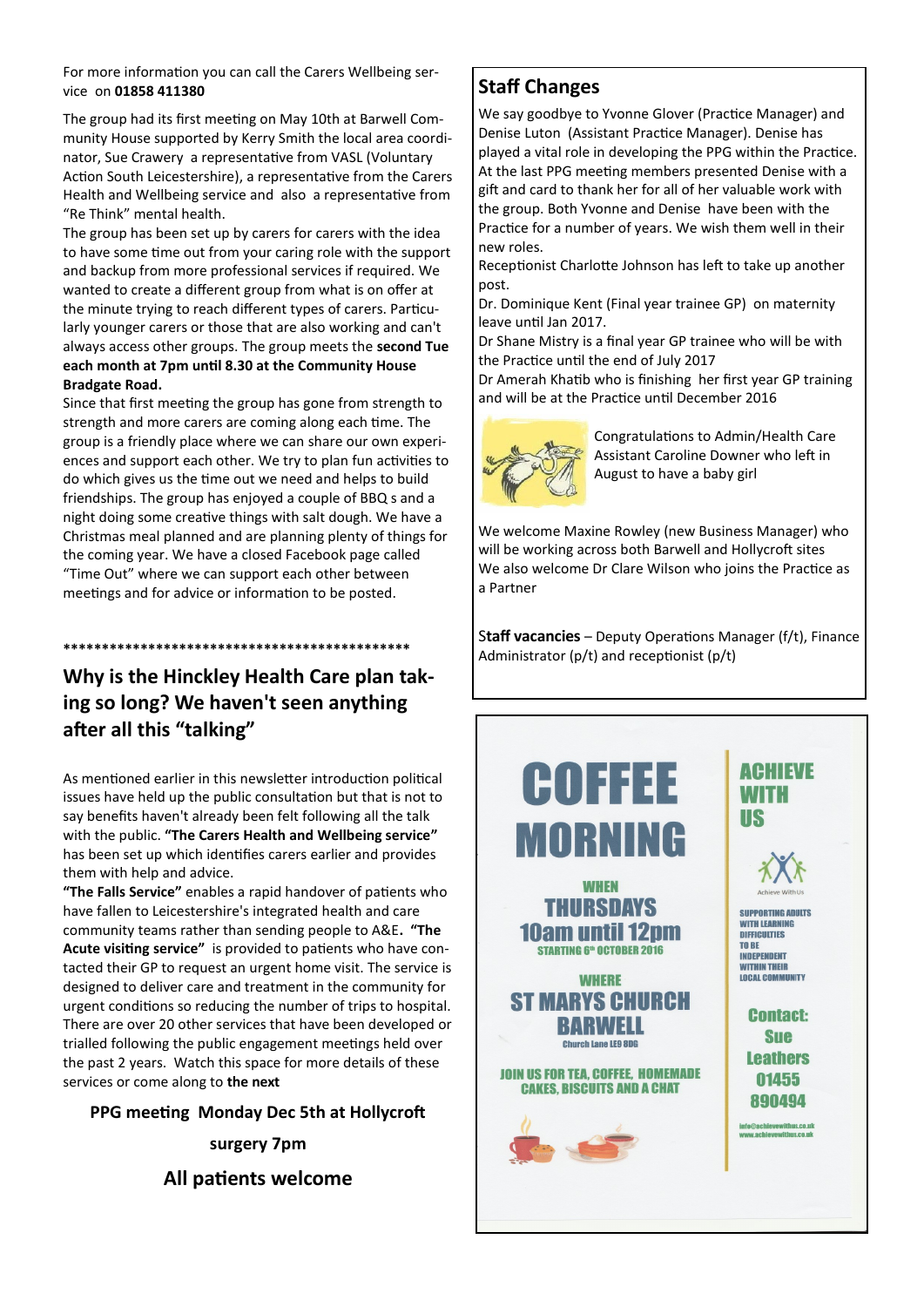For more information you can call the Carers Wellbeing service on **01858 411380**

The group had its first meeting on May 10th at Barwell Community House supported by Kerry Smith the local area coordinator, Sue Crawery a representative from VASL (Voluntary Action South Leicestershire), a representative from the Carers Health and Wellbeing service and also a representative from "Re Think" mental health.

The group has been set up by carers for carers with the idea to have some time out from your caring role with the support and backup from more professional services if required. We wanted to create a different group from what is on offer at the minute trying to reach different types of carers. Particularly younger carers or those that are also working and can't always access other groups. The group meets the **second Tue each month at 7pm until 8.30 at the Community House Bradgate Road.**

Since that first meeting the group has gone from strength to strength and more carers are coming along each time. The group is a friendly place where we can share our own experiences and support each other. We try to plan fun activities to do which gives us the time out we need and helps to build friendships. The group has enjoyed a couple of BBQ s and a night doing some creative things with salt dough. We have a Christmas meal planned and are planning plenty of things for the coming year. We have a closed Facebook page called "Time Out" where we can support each other between meetings and for advice or information to be posted.

**************************************************

## Why is the Hinckley Health Care plan taking so long? We haven't seen anything after all this "talking"

As mentioned earlier in this newsletter introduction political issues have held up the public consultation but that is not to say benefits haven't already been felt following all the talk with the public. **"The Carers Health and Wellbeing service"** has been set up which identifies carers earlier and provides them with help and advice.

**"The Falls Service"** enables a rapid handover of patients who have fallen to Leicestershire's integrated health and care community teams rather than sending people to A&E**. "The Acute visiting service"** is provided to patients who have contacted their GP to request an urgent home visit. The service is designed to deliver care and treatment in the community for urgent conditions so reducing the number of trips to hospital. There are over 20 other services that have been developed or trialled following the public engagement meetings held over the past 2 years. Watch this space for more details of these services or come along to **the next**

**PPG meeting Monday Dec 5th at Hollycroft surgery 7pm**

**All patients welcome**

## Staff Changes

We say goodbye to Yvonne Glover (Practice Manager) and Denise Luton (Assistant Practice Manager). Denise has played a vital role in developing the PPG within the Practice. At the last PPG meeting members presented Denise with a gift and card to thank her for all of her valuable work with the group. Both Yvonne and Denise have been with the Practice for a number of years. We wish them well in their new roles.

Receptionist Charlotte Johnson has left to take up another post.

Dr. Dominique Kent (Final year trainee GP) on maternity leave until Jan 2017.

Dr Shane Mistry is a final year GP trainee who will be with the Practice until the end of July 2017

Dr Amerah Khatib who is finishing her first year GP training and will be at the Practice until December 2016

Congratulations to Admin/Health Care Assistant Caroline Downer who left in August to have a baby girl

We welcome Maxine Rowley (new Business Manager) who will be working across both Barwell and Hollycroft sites

We also welcome Dr Clare Wilson who joins the Practice as a Partner

**Staff vacancies** – Deputy Operations Manager (f/t), Finance Administrator (p/t) and receptionist (p/t)

# COFFEE MORNING

WHEN
**THURSDAYS 10am until 12pm**
STARTING 6th OCTOBER 2016

WHERE
**ST MARYS CHURCH BARWELL**
Church Lane LE9 8DG

JOIN US FOR TEA, COFFEE, HOMEMADE CAKES, BISCUITS AND A CHAT

**ACHIEVE WITH US**

Achieve With Us

SUPPORTING ADULTS WITH LEARNING DIFFICULTIES TO BE INDEPENDENT WITHIN THEIR LOCAL COMMUNITY

Contact: Sue Leathers 01455 890494

info@achievewithus.co.uk
www.achievewithus.co.uk